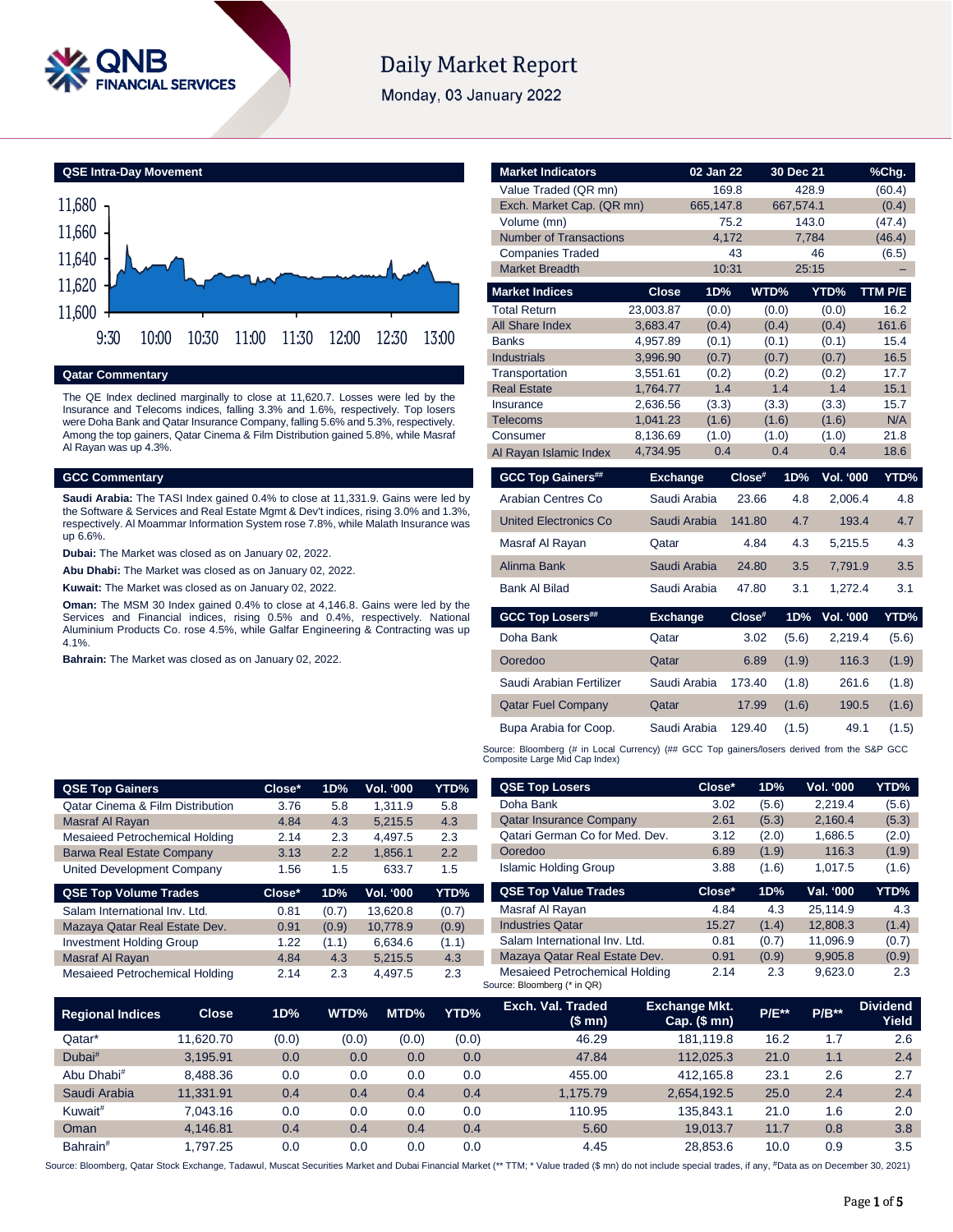# Daily Market Report

Monday, 03 January 2022

## QSE Intra-Day Movement

## Qatar Commentary

The QE Index declined marginally to close at 11,620.7. Losses were led by the Insurance and Telecoms indices, falling 3.3% and 1.6%, respectively. Top losers were Doha Bank and Qatar Insurance Company, falling 5.6% and 5.3%, respectively. Among the top gainers, Qatar Cinema & Film Distribution gained 5.8%, while Masraf Al Rayan was up 4.3%.

## GCC Commentary

**Saudi Arabia:** The TASI Index gained 0.4% to close at 11,331.9. Gains were led by the Software & Services and Real Estate Mgmt & Dev't indices, rising 3.0% and 1.3%, respectively. Al Moammar Information System rose 7.8%, while Malath Insurance was up 6.6%.

**Dubai:** The Market was closed as on January 02, 2022.

**Abu Dhabi:** The Market was closed as on January 02, 2022.

**Kuwait:** The Market was closed as on January 02, 2022.

**Oman:** The MSM 30 Index gained 0.4% to close at 4,146.8. Gains were led by the Services and Financial indices, rising 0.5% and 0.4%, respectively. National Aluminium Products Co. rose 4.5%, while Galfar Engineering & Contracting was up 4.1%.

**Bahrain:** The Market was closed as on January 02, 2022.

| Market Indicators | 02 Jan 22 | 30 Dec 21 | %Chg. |
|---|---|---|---|
| Value Traded (QR mn) | 169.8 | 428.9 | (60.4) |
| Exch. Market Cap. (QR mn) | 665,147.8 | 667,574.1 | (0.4) |
| Volume (mn) | 75.2 | 143.0 | (47.4) |
| Number of Transactions | 4,172 | 7,784 | (46.4) |
| Companies Traded | 43 | 46 | (6.5) |
| Market Breadth | 10:31 | 25:15 | – |

| Market Indices | Close | 1D% | WTD% | YTD% | TTM P/E |
|---|---|---|---|---|---|
| Total Return | 23,003.87 | (0.0) | (0.0) | (0.0) | 16.2 |
| All Share Index | 3,683.47 | (0.4) | (0.4) | (0.4) | 161.6 |
| Banks | 4,957.89 | (0.1) | (0.1) | (0.1) | 15.4 |
| Industrials | 3,996.90 | (0.7) | (0.7) | (0.7) | 16.5 |
| Transportation | 3,551.61 | (0.2) | (0.2) | (0.2) | 17.7 |
| Real Estate | 1,764.77 | 1.4 | 1.4 | 1.4 | 15.1 |
| Insurance | 2,636.56 | (3.3) | (3.3) | (3.3) | 15.7 |
| Telecoms | 1,041.23 | (1.6) | (1.6) | (1.6) | N/A |
| Consumer | 8,136.69 | (1.0) | (1.0) | (1.0) | 21.8 |
| Al Rayan Islamic Index | 4,734.95 | 0.4 | 0.4 | 0.4 | 18.6 |

| GCC Top Gainers## | Exchange | Close# | 1D% | Vol. '000 | YTD% |
|---|---|---|---|---|---|
| Arabian Centres Co | Saudi Arabia | 23.66 | 4.8 | 2,006.4 | 4.8 |
| United Electronics Co | Saudi Arabia | 141.80 | 4.7 | 193.4 | 4.7 |
| Masraf Al Rayan | Qatar | 4.84 | 4.3 | 5,215.5 | 4.3 |
| Alinma Bank | Saudi Arabia | 24.80 | 3.5 | 7,791.9 | 3.5 |
| Bank Al Bilad | Saudi Arabia | 47.80 | 3.1 | 1,272.4 | 3.1 |

| GCC Top Losers## | Exchange | Close# | 1D% | Vol. '000 | YTD% |
|---|---|---|---|---|---|
| Doha Bank | Qatar | 3.02 | (5.6) | 2,219.4 | (5.6) |
| Ooredoo | Qatar | 6.89 | (1.9) | 116.3 | (1.9) |
| Saudi Arabian Fertilizer | Saudi Arabia | 173.40 | (1.8) | 261.6 | (1.8) |
| Qatar Fuel Company | Qatar | 17.99 | (1.6) | 190.5 | (1.6) |
| Bupa Arabia for Coop. | Saudi Arabia | 129.40 | (1.5) | 49.1 | (1.5) |

Source: Bloomberg (# in Local Currency) (## GCC Top gainers/losers derived from the S&P GCC Composite Large Mid Cap Index)

| QSE Top Gainers | Close* | 1D% | Vol. '000 | YTD% |
|---|---|---|---|---|
| Qatar Cinema & Film Distribution | 3.76 | 5.8 | 1,311.9 | 5.8 |
| Masraf Al Rayan | 4.84 | 4.3 | 5,215.5 | 4.3 |
| Mesaieed Petrochemical Holding | 2.14 | 2.3 | 4,497.5 | 2.3 |
| Barwa Real Estate Company | 3.13 | 2.2 | 1,856.1 | 2.2 |
| United Development Company | 1.56 | 1.5 | 633.7 | 1.5 |

| QSE Top Volume Trades | Close* | 1D% | Vol. '000 | YTD% |
|---|---|---|---|---|
| Salam International Inv. Ltd. | 0.81 | (0.7) | 13,620.8 | (0.7) |
| Mazaya Qatar Real Estate Dev. | 0.91 | (0.9) | 10,778.9 | (0.9) |
| Investment Holding Group | 1.22 | (1.1) | 6,634.6 | (1.1) |
| Masraf Al Rayan | 4.84 | 4.3 | 5,215.5 | 4.3 |
| Mesaieed Petrochemical Holding | 2.14 | 2.3 | 4,497.5 | 2.3 |

| QSE Top Losers | Close* | 1D% | Vol. '000 | YTD% |
|---|---|---|---|---|
| Doha Bank | 3.02 | (5.6) | 2,219.4 | (5.6) |
| Qatar Insurance Company | 2.61 | (5.3) | 2,160.4 | (5.3) |
| Qatari German Co for Med. Dev. | 3.12 | (2.0) | 1,686.5 | (2.0) |
| Ooredoo | 6.89 | (1.9) | 116.3 | (1.9) |
| Islamic Holding Group | 3.88 | (1.6) | 1,017.5 | (1.6) |

| QSE Top Value Trades | Close* | 1D% | Val. '000 | YTD% |
|---|---|---|---|---|
| Masraf Al Rayan | 4.84 | 4.3 | 25,114.9 | 4.3 |
| Industries Qatar | 15.27 | (1.4) | 12,808.3 | (1.4) |
| Salam International Inv. Ltd. | 0.81 | (0.7) | 11,096.9 | (0.7) |
| Mazaya Qatar Real Estate Dev. | 0.91 | (0.9) | 9,905.8 | (0.9) |
| Mesaieed Petrochemical Holding | 2.14 | 2.3 | 9,623.0 | 2.3 |

Source: Bloomberg (* in QR)

| Regional Indices | Close | 1D% | WTD% | MTD% | YTD% | Exch. Val. Traded ($ mn) | Exchange Mkt. Cap. ($ mn) | P/E** | P/B** | Dividend Yield |
|---|---|---|---|---|---|---|---|---|---|---|
| Qatar* | 11,620.70 | (0.0) | (0.0) | (0.0) | (0.0) | 46.29 | 181,119.8 | 16.2 | 1.7 | 2.6 |
| Dubai# | 3,195.91 | 0.0 | 0.0 | 0.0 | 0.0 | 47.84 | 112,025.3 | 21.0 | 1.1 | 2.4 |
| Abu Dhabi# | 8,488.36 | 0.0 | 0.0 | 0.0 | 0.0 | 455.00 | 412,165.8 | 23.1 | 2.6 | 2.7 |
| Saudi Arabia | 11,331.91 | 0.4 | 0.4 | 0.4 | 0.4 | 1,175.79 | 2,654,192.5 | 25.0 | 2.4 | 2.4 |
| Kuwait# | 7,043.16 | 0.0 | 0.0 | 0.0 | 0.0 | 110.95 | 135,843.1 | 21.0 | 1.6 | 2.0 |
| Oman | 4,146.81 | 0.4 | 0.4 | 0.4 | 0.4 | 5.60 | 19,013.7 | 11.7 | 0.8 | 3.8 |
| Bahrain# | 1,797.25 | 0.0 | 0.0 | 0.0 | 0.0 | 4.45 | 28,853.6 | 10.0 | 0.9 | 3.5 |

Source: Bloomberg, Qatar Stock Exchange, Tadawul, Muscat Securities Market and Dubai Financial Market (** TTM; * Value traded ($ mn) do not include special trades, if any, #Data as on December 30, 2021)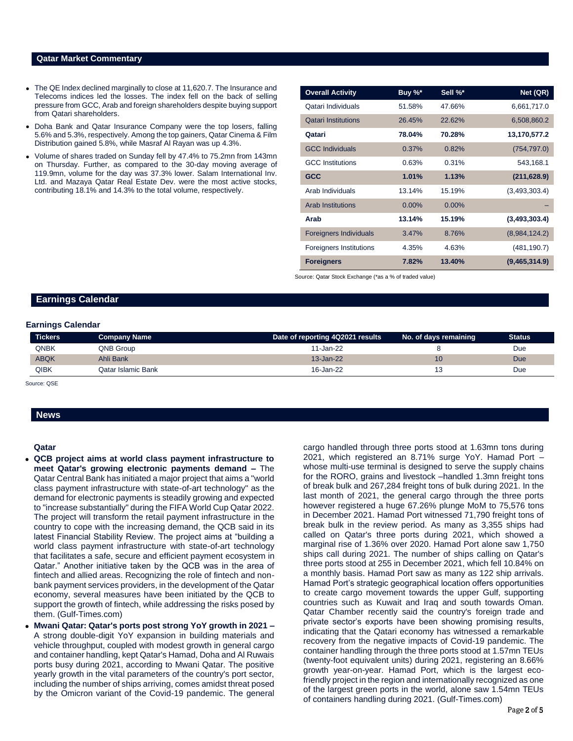## Qatar Market Commentary

- The QE Index declined marginally to close at 11,620.7. The Insurance and Telecoms indices led the losses. The index fell on the back of selling pressure from GCC, Arab and foreign shareholders despite buying support from Qatari shareholders.
- Doha Bank and Qatar Insurance Company were the top losers, falling 5.6% and 5.3%, respectively. Among the top gainers, Qatar Cinema & Film Distribution gained 5.8%, while Masraf Al Rayan was up 4.3%.
- Volume of shares traded on Sunday fell by 47.4% to 75.2mn from 143mn on Thursday. Further, as compared to the 30-day moving average of 119.9mn, volume for the day was 37.3% lower. Salam International Inv. Ltd. and Mazaya Qatar Real Estate Dev. were the most active stocks, contributing 18.1% and 14.3% to the total volume, respectively.

| Overall Activity | Buy %* | Sell %* | Net (QR) |
|---|---|---|---|
| Qatari Individuals | 51.58% | 47.66% | 6,661,717.0 |
| Qatari Institutions | 26.45% | 22.62% | 6,508,860.2 |
| **Qatari** | **78.04%** | **70.28%** | **13,170,577.2** |
| GCC Individuals | 0.37% | 0.82% | (754,797.0) |
| GCC Institutions | 0.63% | 0.31% | 543,168.1 |
| **GCC** | **1.01%** | **1.13%** | **(211,628.9)** |
| Arab Individuals | 13.14% | 15.19% | (3,493,303.4) |
| Arab Institutions | 0.00% | 0.00% | – |
| **Arab** | **13.14%** | **15.19%** | **(3,493,303.4)** |
| Foreigners Individuals | 3.47% | 8.76% | (8,984,124.2) |
| Foreigners Institutions | 4.35% | 4.63% | (481,190.7) |
| **Foreigners** | **7.82%** | **13.40%** | **(9,465,314.9)** |

Source: Qatar Stock Exchange (*as a % of traded value)

## Earnings Calendar

### Earnings Calendar

| Tickers | Company Name | Date of reporting 4Q2021 results | No. of days remaining | Status |
|---|---|---|---|---|
| QNBK | QNB Group | 11-Jan-22 | 8 | Due |
| ABQK | Ahli Bank | 13-Jan-22 | 10 | Due |
| QIBK | Qatar Islamic Bank | 16-Jan-22 | 13 | Due |

Source: QSE

## News

### Qatar

- **QCB project aims at world class payment infrastructure to meet Qatar's growing electronic payments demand –** The Qatar Central Bank has initiated a major project that aims a "world class payment infrastructure with state-of-art technology" as the demand for electronic payments is steadily growing and expected to "increase substantially" during the FIFA World Cup Qatar 2022. The project will transform the retail payment infrastructure in the country to cope with the increasing demand, the QCB said in its latest Financial Stability Review. The project aims at "building a world class payment infrastructure with state-of-art technology that facilitates a safe, secure and efficient payment ecosystem in Qatar." Another initiative taken by the QCB was in the area of fintech and allied areas. Recognizing the role of fintech and non-bank payment services providers, in the development of the Qatar economy, several measures have been initiated by the QCB to support the growth of fintech, while addressing the risks posed by them. (Gulf-Times.com)
- **Mwani Qatar: Qatar's ports post strong YoY growth in 2021 –** A strong double-digit YoY expansion in building materials and vehicle throughput, coupled with modest growth in general cargo and container handling, kept Qatar's Hamad, Doha and Al Ruwais ports busy during 2021, according to Mwani Qatar. The positive yearly growth in the vital parameters of the country's port sector, including the number of ships arriving, comes amidst threat posed by the Omicron variant of the Covid-19 pandemic. The general cargo handled through three ports stood at 1.63mn tons during 2021, which registered an 8.71% surge YoY. Hamad Port – whose multi-use terminal is designed to serve the supply chains for the RORO, grains and livestock –handled 1.3mn freight tons of break bulk and 267,284 freight tons of bulk during 2021. In the last month of 2021, the general cargo through the three ports however registered a huge 67.26% plunge MoM to 75,576 tons in December 2021. Hamad Port witnessed 71,790 freight tons of break bulk in the review period. As many as 3,355 ships had called on Qatar's three ports during 2021, which showed a marginal rise of 1.36% over 2020. Hamad Port alone saw 1,750 ships call during 2021. The number of ships calling on Qatar's three ports stood at 255 in December 2021, which fell 10.84% on a monthly basis. Hamad Port saw as many as 122 ship arrivals. Hamad Port's strategic geographical location offers opportunities to create cargo movement towards the upper Gulf, supporting countries such as Kuwait and Iraq and south towards Oman. Qatar Chamber recently said the country's foreign trade and private sector's exports have been showing promising results, indicating that the Qatari economy has witnessed a remarkable recovery from the negative impacts of Covid-19 pandemic. The container handling through the three ports stood at 1.57mn TEUs (twenty-foot equivalent units) during 2021, registering an 8.66% growth year-on-year. Hamad Port, which is the largest eco-friendly project in the region and internationally recognized as one of the largest green ports in the world, alone saw 1.54mn TEUs of containers handling during 2021. (Gulf-Times.com)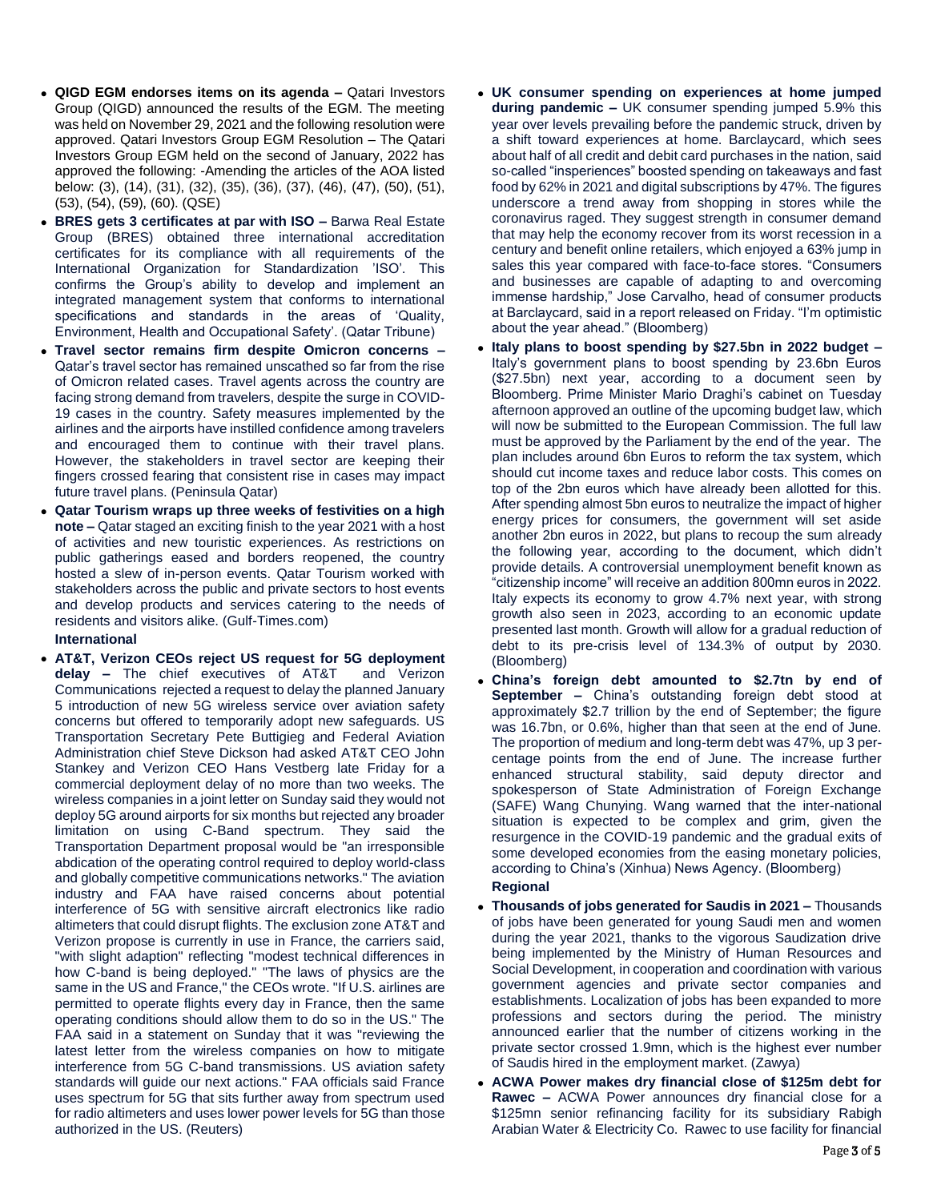- **QIGD EGM endorses items on its agenda –** Qatari Investors Group (QIGD) announced the results of the EGM. The meeting was held on November 29, 2021 and the following resolution were approved. Qatari Investors Group EGM Resolution – The Qatari Investors Group EGM held on the second of January, 2022 has approved the following: -Amending the articles of the AOA listed below: (3), (14), (31), (32), (35), (36), (37), (46), (47), (50), (51), (53), (54), (59), (60). (QSE)
- **BRES gets 3 certificates at par with ISO –** Barwa Real Estate Group (BRES) obtained three international accreditation certificates for its compliance with all requirements of the International Organization for Standardization 'ISO'. This confirms the Group's ability to develop and implement an integrated management system that conforms to international specifications and standards in the areas of 'Quality, Environment, Health and Occupational Safety'. (Qatar Tribune)
- **Travel sector remains firm despite Omicron concerns –** Qatar's travel sector has remained unscathed so far from the rise of Omicron related cases. Travel agents across the country are facing strong demand from travelers, despite the surge in COVID-19 cases in the country. Safety measures implemented by the airlines and the airports have instilled confidence among travelers and encouraged them to continue with their travel plans. However, the stakeholders in travel sector are keeping their fingers crossed fearing that consistent rise in cases may impact future travel plans. (Peninsula Qatar)
- **Qatar Tourism wraps up three weeks of festivities on a high note –** Qatar staged an exciting finish to the year 2021 with a host of activities and new touristic experiences. As restrictions on public gatherings eased and borders reopened, the country hosted a slew of in-person events. Qatar Tourism worked with stakeholders across the public and private sectors to host events and develop products and services catering to the needs of residents and visitors alike. (Gulf-Times.com)

**International**

- **AT&T, Verizon CEOs reject US request for 5G deployment delay –** The chief executives of AT&T and Verizon Communications rejected a request to delay the planned January 5 introduction of new 5G wireless service over aviation safety concerns but offered to temporarily adopt new safeguards. US Transportation Secretary Pete Buttigieg and Federal Aviation Administration chief Steve Dickson had asked AT&T CEO John Stankey and Verizon CEO Hans Vestberg late Friday for a commercial deployment delay of no more than two weeks. The wireless companies in a joint letter on Sunday said they would not deploy 5G around airports for six months but rejected any broader limitation on using C-Band spectrum. They said the Transportation Department proposal would be "an irresponsible abdication of the operating control required to deploy world-class and globally competitive communications networks." The aviation industry and FAA have raised concerns about potential interference of 5G with sensitive aircraft electronics like radio altimeters that could disrupt flights. The exclusion zone AT&T and Verizon propose is currently in use in France, the carriers said, "with slight adaption" reflecting "modest technical differences in how C-band is being deployed." "The laws of physics are the same in the US and France," the CEOs wrote. "If U.S. airlines are permitted to operate flights every day in France, then the same operating conditions should allow them to do so in the US." The FAA said in a statement on Sunday that it was "reviewing the latest letter from the wireless companies on how to mitigate interference from 5G C-band transmissions. US aviation safety standards will guide our next actions." FAA officials said France uses spectrum for 5G that sits further away from spectrum used for radio altimeters and uses lower power levels for 5G than those authorized in the US. (Reuters)
- **UK consumer spending on experiences at home jumped during pandemic –** UK consumer spending jumped 5.9% this year over levels prevailing before the pandemic struck, driven by a shift toward experiences at home. Barclaycard, which sees about half of all credit and debit card purchases in the nation, said so-called "insperiences" boosted spending on takeaways and fast food by 62% in 2021 and digital subscriptions by 47%. The figures underscore a trend away from shopping in stores while the coronavirus raged. They suggest strength in consumer demand that may help the economy recover from its worst recession in a century and benefit online retailers, which enjoyed a 63% jump in sales this year compared with face-to-face stores. "Consumers and businesses are capable of adapting to and overcoming immense hardship," Jose Carvalho, head of consumer products at Barclaycard, said in a report released on Friday. "I'm optimistic about the year ahead." (Bloomberg)
- **Italy plans to boost spending by $27.5bn in 2022 budget –** Italy's government plans to boost spending by 23.6bn Euros ($27.5bn) next year, according to a document seen by Bloomberg. Prime Minister Mario Draghi's cabinet on Tuesday afternoon approved an outline of the upcoming budget law, which will now be submitted to the European Commission. The full law must be approved by the Parliament by the end of the year. The plan includes around 6bn Euros to reform the tax system, which should cut income taxes and reduce labor costs. This comes on top of the 2bn euros which have already been allotted for this. After spending almost 5bn euros to neutralize the impact of higher energy prices for consumers, the government will set aside another 2bn euros in 2022, but plans to recoup the sum already the following year, according to the document, which didn't provide details. A controversial unemployment benefit known as "citizenship income" will receive an addition 800mn euros in 2022. Italy expects its economy to grow 4.7% next year, with strong growth also seen in 2023, according to an economic update presented last month. Growth will allow for a gradual reduction of debt to its pre-crisis level of 134.3% of output by 2030. (Bloomberg)
- **China's foreign debt amounted to $2.7tn by end of September –** China's outstanding foreign debt stood at approximately $2.7 trillion by the end of September; the figure was 16.7bn, or 0.6%, higher than that seen at the end of June. The proportion of medium and long-term debt was 47%, up 3 percentage points from the end of June. The increase further enhanced structural stability, said deputy director and spokesperson of State Administration of Foreign Exchange (SAFE) Wang Chunying. Wang warned that the inter-national situation is expected to be complex and grim, given the resurgence in the COVID-19 pandemic and the gradual exits of some developed economies from the easing monetary policies, according to China's (Xinhua) News Agency. (Bloomberg)

**Regional**

- **Thousands of jobs generated for Saudis in 2021 –** Thousands of jobs have been generated for young Saudi men and women during the year 2021, thanks to the vigorous Saudization drive being implemented by the Ministry of Human Resources and Social Development, in cooperation and coordination with various government agencies and private sector companies and establishments. Localization of jobs has been expanded to more professions and sectors during the period. The ministry announced earlier that the number of citizens working in the private sector crossed 1.9mn, which is the highest ever number of Saudis hired in the employment market. (Zawya)
- **ACWA Power makes dry financial close of $125m debt for Rawec –** ACWA Power announces dry financial close for a $125mn senior refinancing facility for its subsidiary Rabigh Arabian Water & Electricity Co. Rawec to use facility for financial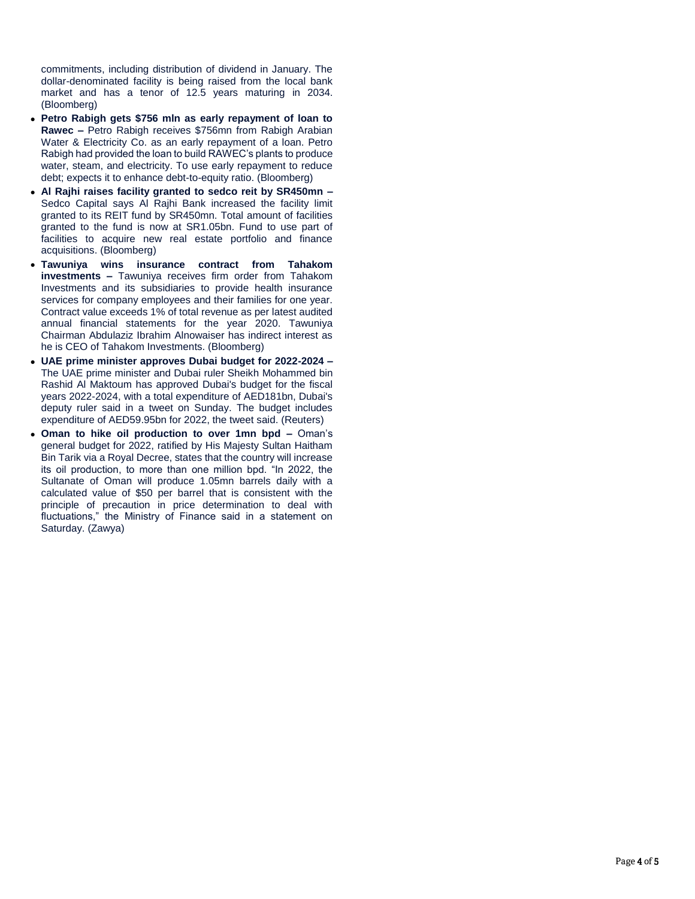commitments, including distribution of dividend in January. The dollar-denominated facility is being raised from the local bank market and has a tenor of 12.5 years maturing in 2034. (Bloomberg)

- **Petro Rabigh gets $756 mln as early repayment of loan to Rawec –** Petro Rabigh receives $756mn from Rabigh Arabian Water & Electricity Co. as an early repayment of a loan. Petro Rabigh had provided the loan to build RAWEC's plants to produce water, steam, and electricity. To use early repayment to reduce debt; expects it to enhance debt-to-equity ratio. (Bloomberg)
- **Al Rajhi raises facility granted to sedco reit by SR450mn –** Sedco Capital says Al Rajhi Bank increased the facility limit granted to its REIT fund by SR450mn. Total amount of facilities granted to the fund is now at SR1.05bn. Fund to use part of facilities to acquire new real estate portfolio and finance acquisitions. (Bloomberg)
- **Tawuniya wins insurance contract from Tahakom investments –** Tawuniya receives firm order from Tahakom Investments and its subsidiaries to provide health insurance services for company employees and their families for one year. Contract value exceeds 1% of total revenue as per latest audited annual financial statements for the year 2020. Tawuniya Chairman Abdulaziz Ibrahim Alnowaiser has indirect interest as he is CEO of Tahakom Investments. (Bloomberg)
- **UAE prime minister approves Dubai budget for 2022-2024 –** The UAE prime minister and Dubai ruler Sheikh Mohammed bin Rashid Al Maktoum has approved Dubai's budget for the fiscal years 2022-2024, with a total expenditure of AED181bn, Dubai's deputy ruler said in a tweet on Sunday. The budget includes expenditure of AED59.95bn for 2022, the tweet said. (Reuters)
- **Oman to hike oil production to over 1mn bpd –** Oman's general budget for 2022, ratified by His Majesty Sultan Haitham Bin Tarik via a Royal Decree, states that the country will increase its oil production, to more than one million bpd. "In 2022, the Sultanate of Oman will produce 1.05mn barrels daily with a calculated value of $50 per barrel that is consistent with the principle of precaution in price determination to deal with fluctuations," the Ministry of Finance said in a statement on Saturday. (Zawya)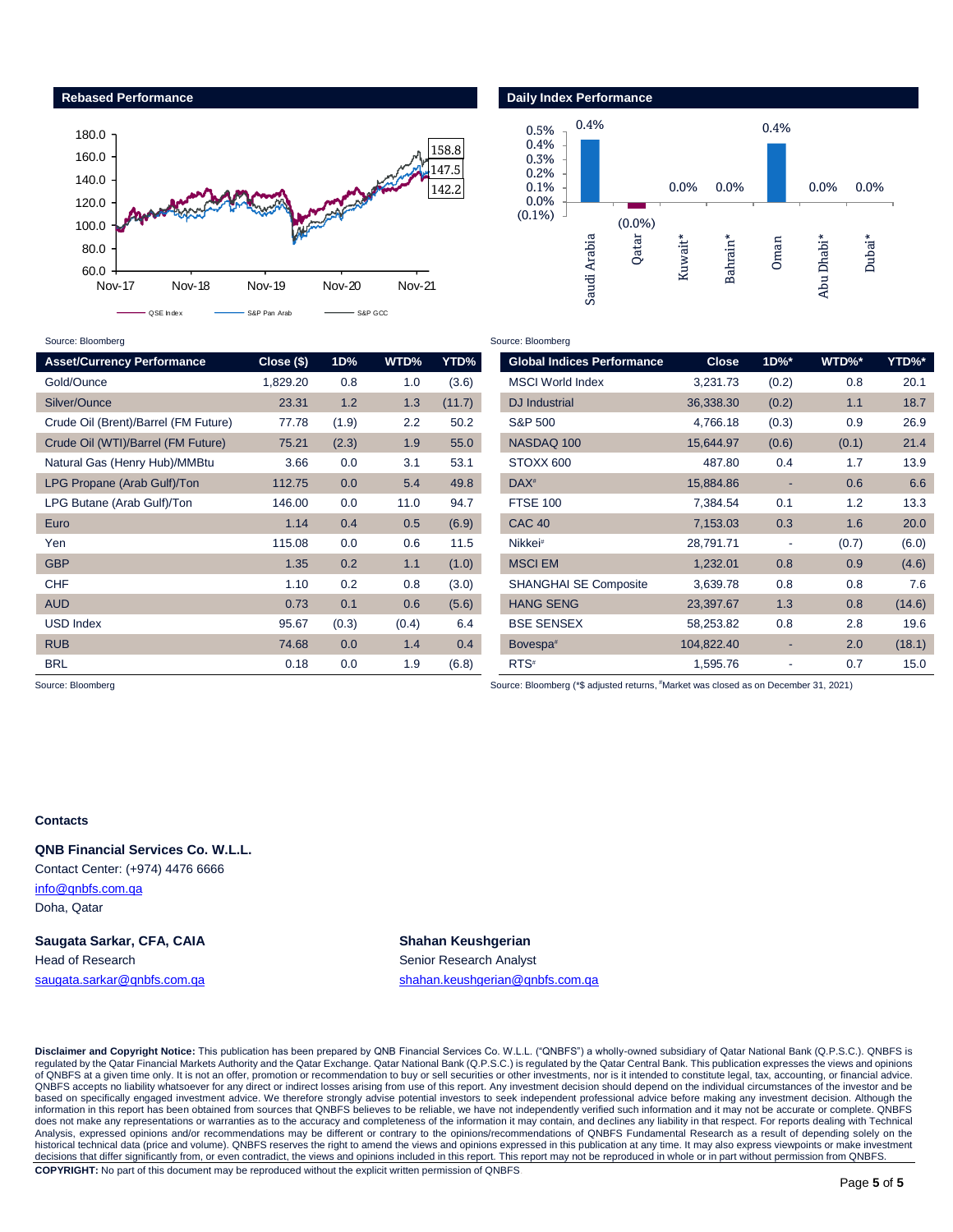## Rebased Performance

180.0
160.0
140.0
120.0
100.0
80.0
60.0

Nov-17 Nov-18 Nov-19 Nov-20 Nov-21

158.8
147.5
142.2

QSE Index S&P Pan Arab S&P GCC

Source: Bloomberg

## Daily Index Performance

0.5%
0.4%
0.3%
0.2%
0.1%
0.0%
(0.1%)

0.4% (0.0%) 0.0% 0.0% 0.4% 0.0% 0.0%

Saudi Arabia, Qatar, Kuwait*, Bahrain*, Oman, Abu Dhabi*, Dubai*

Source: Bloomberg

| Asset/Currency Performance | Close ($) | 1D% | WTD% | YTD% |
|---|---|---|---|---|
| Gold/Ounce | 1,829.20 | 0.8 | 1.0 | (3.6) |
| Silver/Ounce | 23.31 | 1.2 | 1.3 | (11.7) |
| Crude Oil (Brent)/Barrel (FM Future) | 77.78 | (1.9) | 2.2 | 50.2 |
| Crude Oil (WTI)/Barrel (FM Future) | 75.21 | (2.3) | 1.9 | 55.0 |
| Natural Gas (Henry Hub)/MMBtu | 3.66 | 0.0 | 3.1 | 53.1 |
| LPG Propane (Arab Gulf)/Ton | 112.75 | 0.0 | 5.4 | 49.8 |
| LPG Butane (Arab Gulf)/Ton | 146.00 | 0.0 | 11.0 | 94.7 |
| Euro | 1.14 | 0.4 | 0.5 | (6.9) |
| Yen | 115.08 | 0.0 | 0.6 | 11.5 |
| GBP | 1.35 | 0.2 | 1.1 | (1.0) |
| CHF | 1.10 | 0.2 | 0.8 | (3.0) |
| AUD | 0.73 | 0.1 | 0.6 | (5.6) |
| USD Index | 95.67 | (0.3) | (0.4) | 6.4 |
| RUB | 74.68 | 0.0 | 1.4 | 0.4 |
| BRL | 0.18 | 0.0 | 1.9 | (6.8) |

Source: Bloomberg

| Global Indices Performance | Close | 1D%* | WTD%* | YTD%* |
|---|---|---|---|---|
| MSCI World Index | 3,231.73 | (0.2) | 0.8 | 20.1 |
| DJ Industrial | 36,338.30 | (0.2) | 1.1 | 18.7 |
| S&P 500 | 4,766.18 | (0.3) | 0.9 | 26.9 |
| NASDAQ 100 | 15,644.97 | (0.6) | (0.1) | 21.4 |
| STOXX 600 | 487.80 | 0.4 | 1.7 | 13.9 |
| DAX# | 15,884.86 | - | 0.6 | 6.6 |
| FTSE 100 | 7,384.54 | 0.1 | 1.2 | 13.3 |
| CAC 40 | 7,153.03 | 0.3 | 1.6 | 20.0 |
| Nikkei# | 28,791.71 | - | (0.7) | (6.0) |
| MSCI EM | 1,232.01 | 0.8 | 0.9 | (4.6) |
| SHANGHAI SE Composite | 3,639.78 | 0.8 | 0.8 | 7.6 |
| HANG SENG | 23,397.67 | 1.3 | 0.8 | (14.6) |
| BSE SENSEX | 58,253.82 | 0.8 | 2.8 | 19.6 |
| Bovespa# | 104,822.40 | - | 2.0 | (18.1) |
| RTS# | 1,595.76 | - | 0.7 | 15.0 |

Source: Bloomberg (*$ adjusted returns, #Market was closed as on December 31, 2021)

**Contacts**

**QNB Financial Services Co. W.L.L.**
Contact Center: (+974) 4476 6666
info@qnbfs.com.qa
Doha, Qatar

**Saugata Sarkar, CFA, CAIA**
Head of Research
saugata.sarkar@qnbfs.com.qa

**Shahan Keushgerian**
Senior Research Analyst
shahan.keushgerian@qnbfs.com.qa

**Disclaimer and Copyright Notice:** This publication has been prepared by QNB Financial Services Co. W.L.L. ("QNBFS") a wholly-owned subsidiary of Qatar National Bank (Q.P.S.C.). QNBFS is regulated by the Qatar Financial Markets Authority and the Qatar Exchange. Qatar National Bank (Q.P.S.C.) is regulated by the Qatar Central Bank. This publication expresses the views and opinions of QNBFS at a given time only. It is not an offer, promotion or recommendation to buy or sell securities or other investments, nor is it intended to constitute legal, tax, accounting, or financial advice. QNBFS accepts no liability whatsoever for any direct or indirect losses arising from use of this report. Any investment decision should depend on the individual circumstances of the investor and be based on specifically engaged investment advice. We therefore strongly advise potential investors to seek independent professional advice before making any investment decision. Although the information in this report has been obtained from sources that QNBFS believes to be reliable, we have not independently verified such information and it may not be accurate or complete. QNBFS does not make any representations or warranties as to the accuracy and completeness of the information it may contain, and declines any liability in that respect. For reports dealing with Technical Analysis, expressed opinions and/or recommendations may be different or contrary to the opinions/recommendations of QNBFS Fundamental Research as a result of depending solely on the historical technical data (price and volume). QNBFS reserves the right to amend the views and opinions expressed in this publication at any time. It may also express viewpoints or make investment decisions that differ significantly from, or even contradict, the views and opinions included in this report. This report may not be reproduced in whole or in part without permission from QNBFS.

**COPYRIGHT:** No part of this document may be reproduced without the explicit written permission of QNBFS.